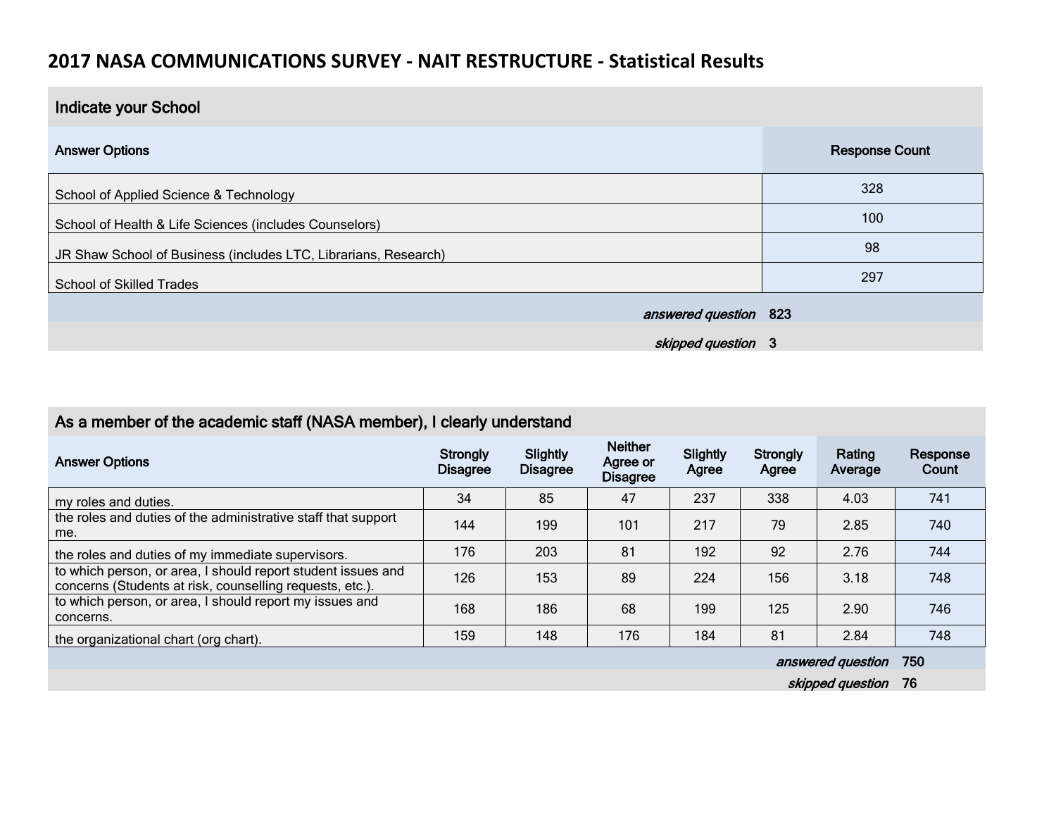# 2017 NASA COMMUNICATIONS SURVEY - NAIT RESTRUCTURE - Statistical Results

## Indicate your School

| Answer Options | Response Count |
|---|---|
| School of Applied Science & Technology | 328 |
| School of Health & Life Sciences (includes Counselors) | 100 |
| JR Shaw School of Business (includes LTC, Librarians, Research) | 98 |
| School of Skilled Trades | 297 |
| *answered question* | 823 |
| *skipped question* | 3 |

## As a member of the academic staff (NASA member), I clearly understand

| Answer Options | Strongly Disagree | Slightly Disagree | Neither Agree or Disagree | Slightly Agree | Strongly Agree | Rating Average | Response Count |
|---|---|---|---|---|---|---|---|
| my roles and duties. | 34 | 85 | 47 | 237 | 338 | 4.03 | 741 |
| the roles and duties of the administrative staff that support me. | 144 | 199 | 101 | 217 | 79 | 2.85 | 740 |
| the roles and duties of my immediate supervisors. | 176 | 203 | 81 | 192 | 92 | 2.76 | 744 |
| to which person, or area, I should report student issues and concerns (Students at risk, counselling requests, etc.). | 126 | 153 | 89 | 224 | 156 | 3.18 | 748 |
| to which person, or area, I should report my issues and concerns. | 168 | 186 | 68 | 199 | 125 | 2.90 | 746 |
| the organizational chart (org chart). | 159 | 148 | 176 | 184 | 81 | 2.84 | 748 |
| *answered question* | | | | | | | 750 |
| *skipped question* | | | | | | | 76 |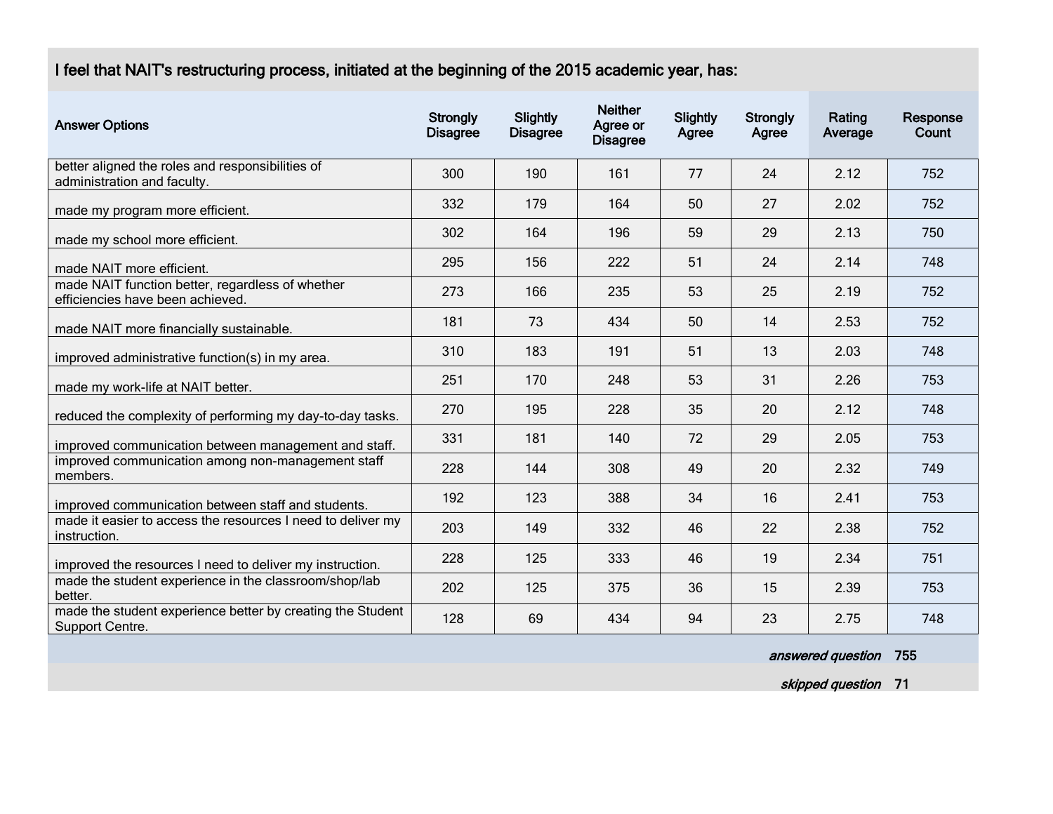## I feel that NAIT's restructuring process, initiated at the beginning of the 2015 academic year, has:

| Answer Options | Strongly Disagree | Slightly Disagree | Neither Agree or Disagree | Slightly Agree | Strongly Agree | Rating Average | Response Count |
|---|---|---|---|---|---|---|---|
| better aligned the roles and responsibilities of administration and faculty. | 300 | 190 | 161 | 77 | 24 | 2.12 | 752 |
| made my program more efficient. | 332 | 179 | 164 | 50 | 27 | 2.02 | 752 |
| made my school more efficient. | 302 | 164 | 196 | 59 | 29 | 2.13 | 750 |
| made NAIT more efficient. | 295 | 156 | 222 | 51 | 24 | 2.14 | 748 |
| made NAIT function better, regardless of whether efficiencies have been achieved. | 273 | 166 | 235 | 53 | 25 | 2.19 | 752 |
| made NAIT more financially sustainable. | 181 | 73 | 434 | 50 | 14 | 2.53 | 752 |
| improved administrative function(s) in my area. | 310 | 183 | 191 | 51 | 13 | 2.03 | 748 |
| made my work-life at NAIT better. | 251 | 170 | 248 | 53 | 31 | 2.26 | 753 |
| reduced the complexity of performing my day-to-day tasks. | 270 | 195 | 228 | 35 | 20 | 2.12 | 748 |
| improved communication between management and staff. | 331 | 181 | 140 | 72 | 29 | 2.05 | 753 |
| improved communication among non-management staff members. | 228 | 144 | 308 | 49 | 20 | 2.32 | 749 |
| improved communication between staff and students. | 192 | 123 | 388 | 34 | 16 | 2.41 | 753 |
| made it easier to access the resources I need to deliver my instruction. | 203 | 149 | 332 | 46 | 22 | 2.38 | 752 |
| improved the resources I need to deliver my instruction. | 228 | 125 | 333 | 46 | 19 | 2.34 | 751 |
| made the student experience in the classroom/shop/lab better. | 202 | 125 | 375 | 36 | 15 | 2.39 | 753 |
| made the student experience better by creating the Student Support Centre. | 128 | 69 | 434 | 94 | 23 | 2.75 | 748 |
| | | | | | | *answered question* | 755 |
| | | | | | | *skipped question* | 71 |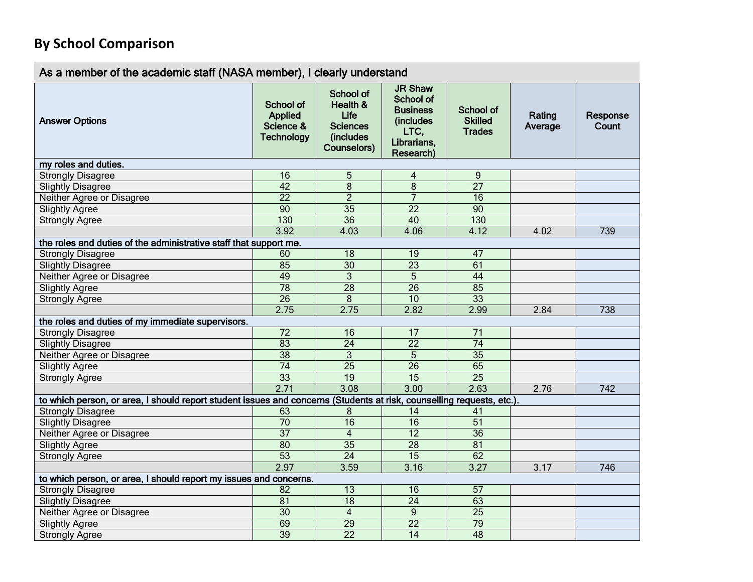## By School Comparison

| As a member of the academic staff (NASA member), I clearly understand | | | | | | |
|---|---|---|---|---|---|---|
| Answer Options | School of Applied Science & Technology | School of Health & Life Sciences (includes Counselors) | JR Shaw School of Business (includes LTC, Librarians, Research) | School of Skilled Trades | Rating Average | Response Count |
| **my roles and duties.** | | | | | | |
| Strongly Disagree | 16 | 5 | 4 | 9 | | |
| Slightly Disagree | 42 | 8 | 8 | 27 | | |
| Neither Agree or Disagree | 22 | 2 | 7 | 16 | | |
| Slightly Agree | 90 | 35 | 22 | 90 | | |
| Strongly Agree | 130 | 36 | 40 | 130 | | |
| | 3.92 | 4.03 | 4.06 | 4.12 | 4.02 | 739 |
| **the roles and duties of the administrative staff that support me.** | | | | | | |
| Strongly Disagree | 60 | 18 | 19 | 47 | | |
| Slightly Disagree | 85 | 30 | 23 | 61 | | |
| Neither Agree or Disagree | 49 | 3 | 5 | 44 | | |
| Slightly Agree | 78 | 28 | 26 | 85 | | |
| Strongly Agree | 26 | 8 | 10 | 33 | | |
| | 2.75 | 2.75 | 2.82 | 2.99 | 2.84 | 738 |
| **the roles and duties of my immediate supervisors.** | | | | | | |
| Strongly Disagree | 72 | 16 | 17 | 71 | | |
| Slightly Disagree | 83 | 24 | 22 | 74 | | |
| Neither Agree or Disagree | 38 | 3 | 5 | 35 | | |
| Slightly Agree | 74 | 25 | 26 | 65 | | |
| Strongly Agree | 33 | 19 | 15 | 25 | | |
| | 2.71 | 3.08 | 3.00 | 2.63 | 2.76 | 742 |
| **to which person, or area, I should report student issues and concerns (Students at risk, counselling requests, etc.).** | | | | | | |
| Strongly Disagree | 63 | 8 | 14 | 41 | | |
| Slightly Disagree | 70 | 16 | 16 | 51 | | |
| Neither Agree or Disagree | 37 | 4 | 12 | 36 | | |
| Slightly Agree | 80 | 35 | 28 | 81 | | |
| Strongly Agree | 53 | 24 | 15 | 62 | | |
| | 2.97 | 3.59 | 3.16 | 3.27 | 3.17 | 746 |
| **to which person, or area, I should report my issues and concerns.** | | | | | | |
| Strongly Disagree | 82 | 13 | 16 | 57 | | |
| Slightly Disagree | 81 | 18 | 24 | 63 | | |
| Neither Agree or Disagree | 30 | 4 | 9 | 25 | | |
| Slightly Agree | 69 | 29 | 22 | 79 | | |
| Strongly Agree | 39 | 22 | 14 | 48 | | |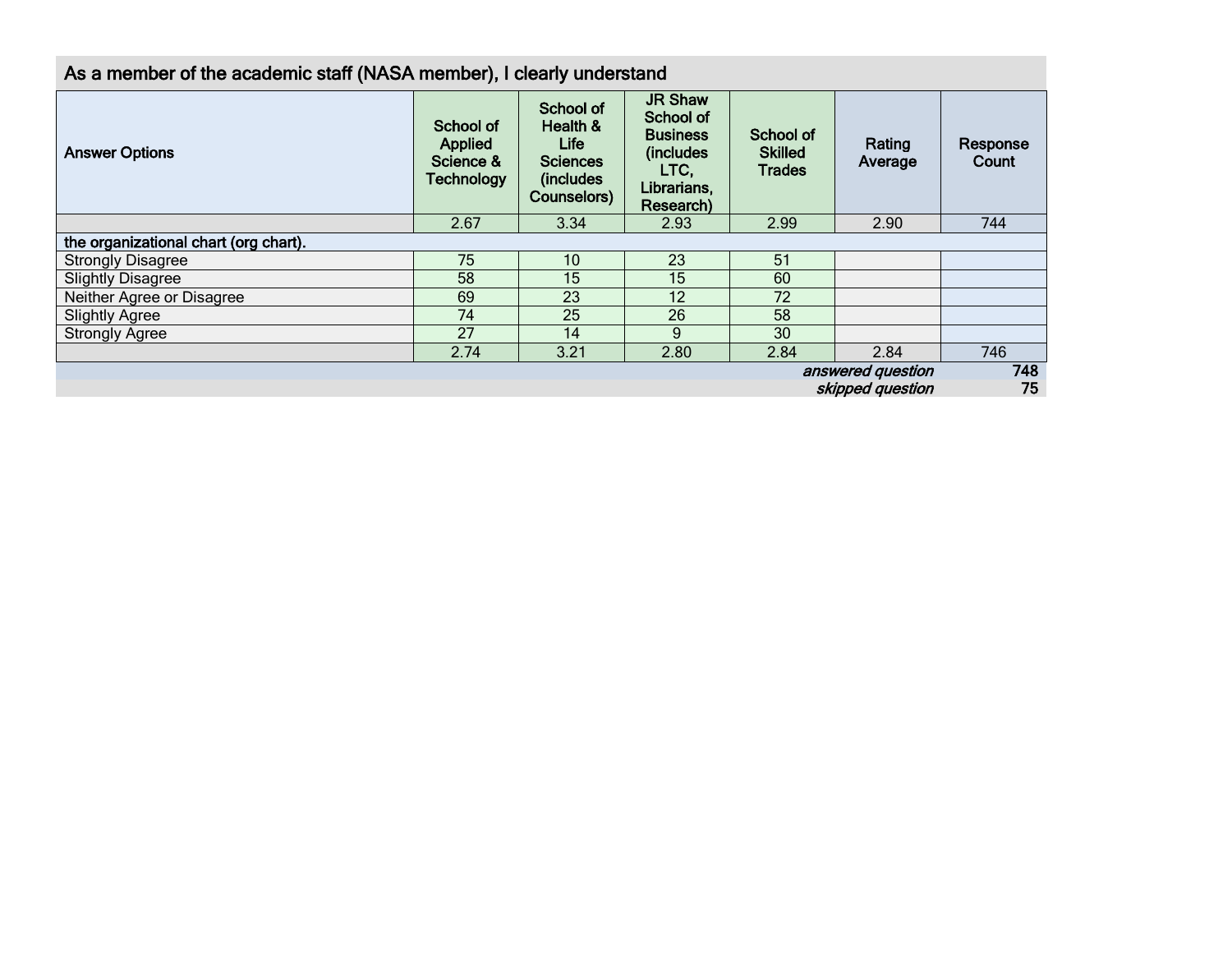| As a member of the academic staff (NASA member), I clearly understand | | | | | | |
|---|---|---|---|---|---|---|
| **Answer Options** | **School of Applied Science & Technology** | **School of Health & Life Sciences (includes Counselors)** | **JR Shaw School of Business (includes LTC, Librarians, Research)** | **School of Skilled Trades** | **Rating Average** | **Response Count** |
| | 2.67 | 3.34 | 2.93 | 2.99 | 2.90 | 744 |
| **the organizational chart (org chart).** | | | | | | |
| Strongly Disagree | 75 | 10 | 23 | 51 | | |
| Slightly Disagree | 58 | 15 | 15 | 60 | | |
| Neither Agree or Disagree | 69 | 23 | 12 | 72 | | |
| Slightly Agree | 74 | 25 | 26 | 58 | | |
| Strongly Agree | 27 | 14 | 9 | 30 | | |
| | 2.74 | 3.21 | 2.80 | 2.84 | 2.84 | 746 |
| | | | | | *answered question* | **748** |
| | | | | | *skipped question* | **75** |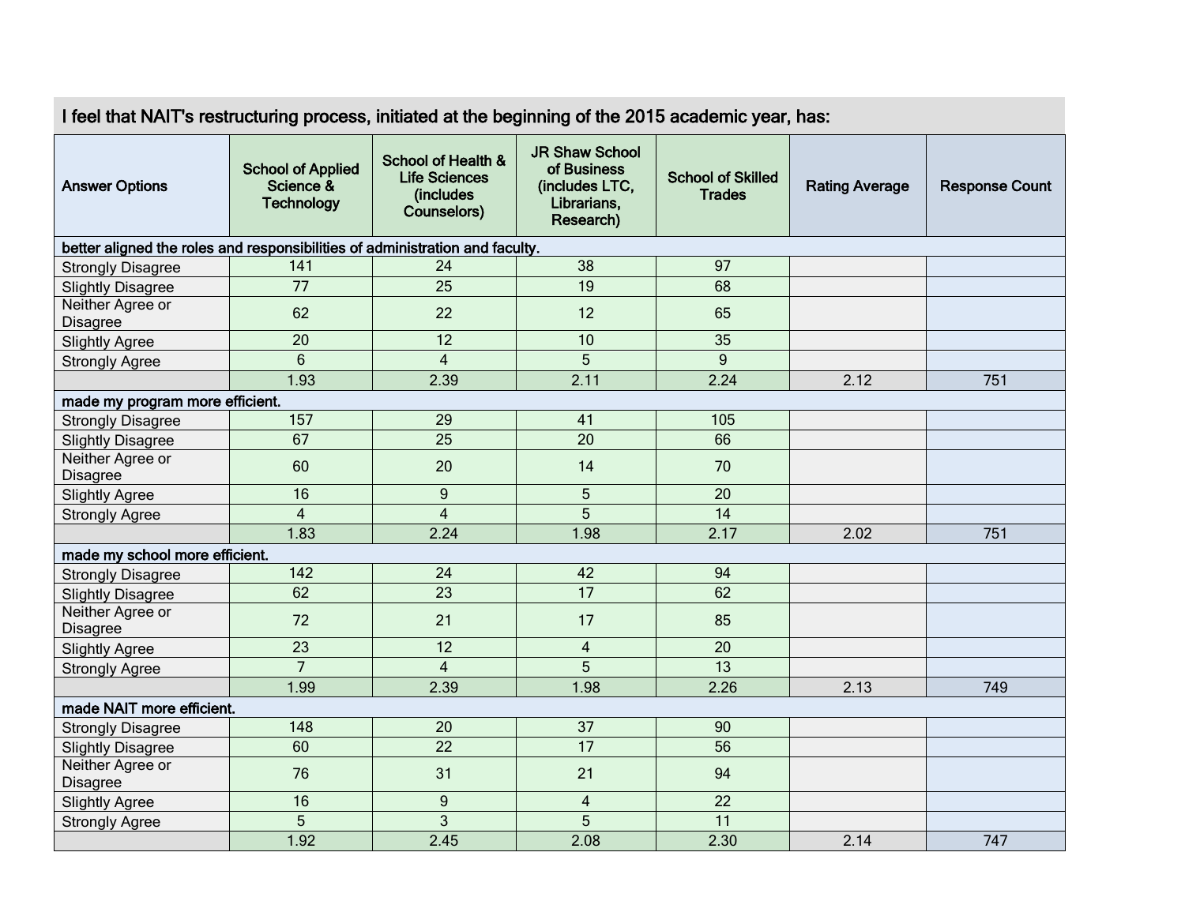| I feel that NAIT's restructuring process, initiated at the beginning of the 2015 academic year, has: | | | | | | |
|---|---|---|---|---|---|---|
| Answer Options | School of Applied Science & Technology | School of Health & Life Sciences (includes Counselors) | JR Shaw School of Business (includes LTC, Librarians, Research) | School of Skilled Trades | Rating Average | Response Count |
| **better aligned the roles and responsibilities of administration and faculty.** | | | | | | |
| Strongly Disagree | 141 | 24 | 38 | 97 | | |
| Slightly Disagree | 77 | 25 | 19 | 68 | | |
| Neither Agree or Disagree | 62 | 22 | 12 | 65 | | |
| Slightly Agree | 20 | 12 | 10 | 35 | | |
| Strongly Agree | 6 | 4 | 5 | 9 | | |
| | 1.93 | 2.39 | 2.11 | 2.24 | 2.12 | 751 |
| **made my program more efficient.** | | | | | | |
| Strongly Disagree | 157 | 29 | 41 | 105 | | |
| Slightly Disagree | 67 | 25 | 20 | 66 | | |
| Neither Agree or Disagree | 60 | 20 | 14 | 70 | | |
| Slightly Agree | 16 | 9 | 5 | 20 | | |
| Strongly Agree | 4 | 4 | 5 | 14 | | |
| | 1.83 | 2.24 | 1.98 | 2.17 | 2.02 | 751 |
| **made my school more efficient.** | | | | | | |
| Strongly Disagree | 142 | 24 | 42 | 94 | | |
| Slightly Disagree | 62 | 23 | 17 | 62 | | |
| Neither Agree or Disagree | 72 | 21 | 17 | 85 | | |
| Slightly Agree | 23 | 12 | 4 | 20 | | |
| Strongly Agree | 7 | 4 | 5 | 13 | | |
| | 1.99 | 2.39 | 1.98 | 2.26 | 2.13 | 749 |
| **made NAIT more efficient.** | | | | | | |
| Strongly Disagree | 148 | 20 | 37 | 90 | | |
| Slightly Disagree | 60 | 22 | 17 | 56 | | |
| Neither Agree or Disagree | 76 | 31 | 21 | 94 | | |
| Slightly Agree | 16 | 9 | 4 | 22 | | |
| Strongly Agree | 5 | 3 | 5 | 11 | | |
| | 1.92 | 2.45 | 2.08 | 2.30 | 2.14 | 747 |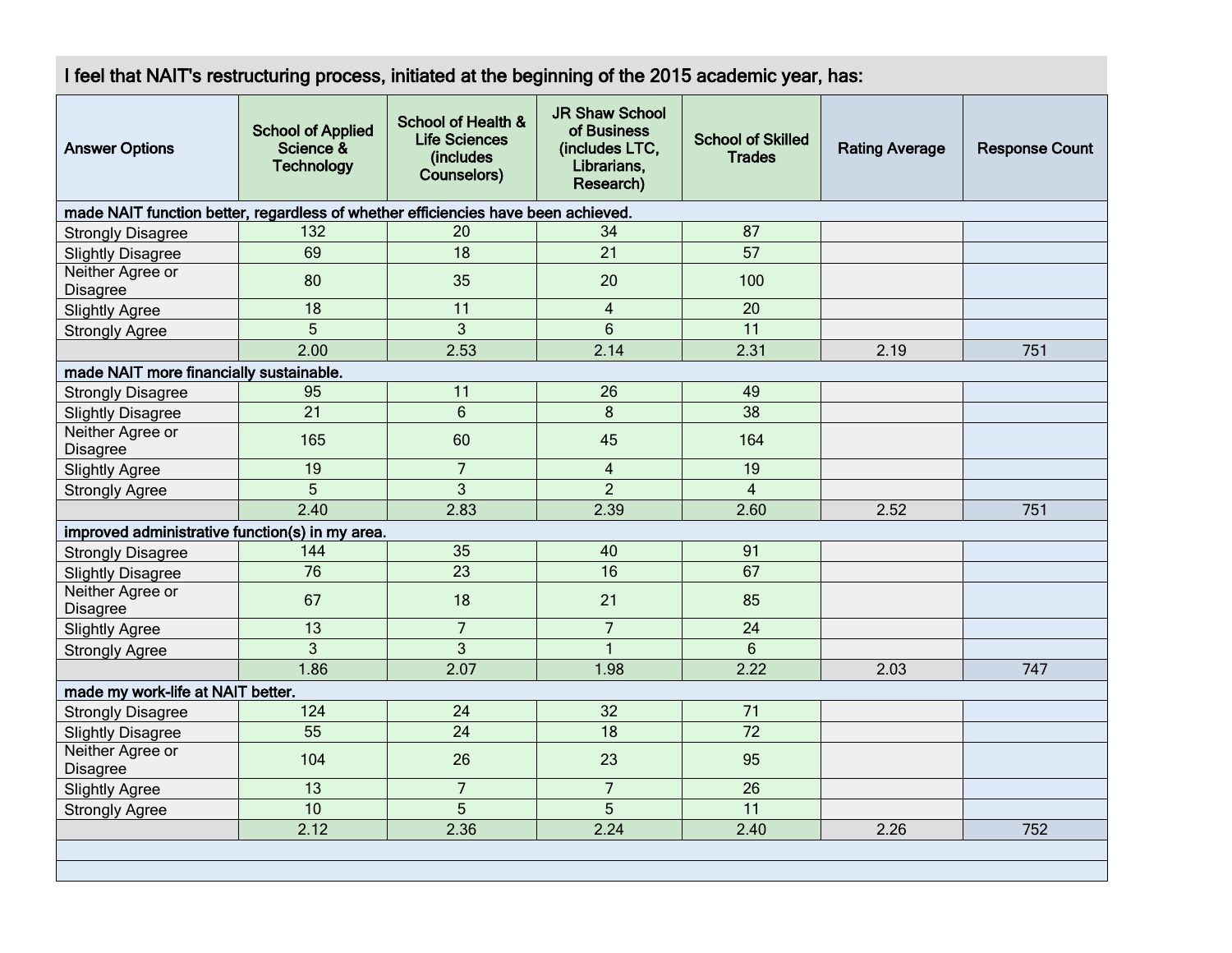| I feel that NAIT's restructuring process, initiated at the beginning of the 2015 academic year, has: | | | | | | |
|---|---|---|---|---|---|---|
| **Answer Options** | **School of Applied Science & Technology** | **School of Health & Life Sciences (includes Counselors)** | **JR Shaw School of Business (includes LTC, Librarians, Research)** | **School of Skilled Trades** | **Rating Average** | **Response Count** |
| **made NAIT function better, regardless of whether efficiencies have been achieved.** | | | | | | |
| Strongly Disagree | 132 | 20 | 34 | 87 | | |
| Slightly Disagree | 69 | 18 | 21 | 57 | | |
| Neither Agree or Disagree | 80 | 35 | 20 | 100 | | |
| Slightly Agree | 18 | 11 | 4 | 20 | | |
| Strongly Agree | 5 | 3 | 6 | 11 | | |
| | 2.00 | 2.53 | 2.14 | 2.31 | 2.19 | 751 |
| **made NAIT more financially sustainable.** | | | | | | |
| Strongly Disagree | 95 | 11 | 26 | 49 | | |
| Slightly Disagree | 21 | 6 | 8 | 38 | | |
| Neither Agree or Disagree | 165 | 60 | 45 | 164 | | |
| Slightly Agree | 19 | 7 | 4 | 19 | | |
| Strongly Agree | 5 | 3 | 2 | 4 | | |
| | 2.40 | 2.83 | 2.39 | 2.60 | 2.52 | 751 |
| **improved administrative function(s) in my area.** | | | | | | |
| Strongly Disagree | 144 | 35 | 40 | 91 | | |
| Slightly Disagree | 76 | 23 | 16 | 67 | | |
| Neither Agree or Disagree | 67 | 18 | 21 | 85 | | |
| Slightly Agree | 13 | 7 | 7 | 24 | | |
| Strongly Agree | 3 | 3 | 1 | 6 | | |
| | 1.86 | 2.07 | 1.98 | 2.22 | 2.03 | 747 |
| **made my work-life at NAIT better.** | | | | | | |
| Strongly Disagree | 124 | 24 | 32 | 71 | | |
| Slightly Disagree | 55 | 24 | 18 | 72 | | |
| Neither Agree or Disagree | 104 | 26 | 23 | 95 | | |
| Slightly Agree | 13 | 7 | 7 | 26 | | |
| Strongly Agree | 10 | 5 | 5 | 11 | | |
| | 2.12 | 2.36 | 2.24 | 2.40 | 2.26 | 752 |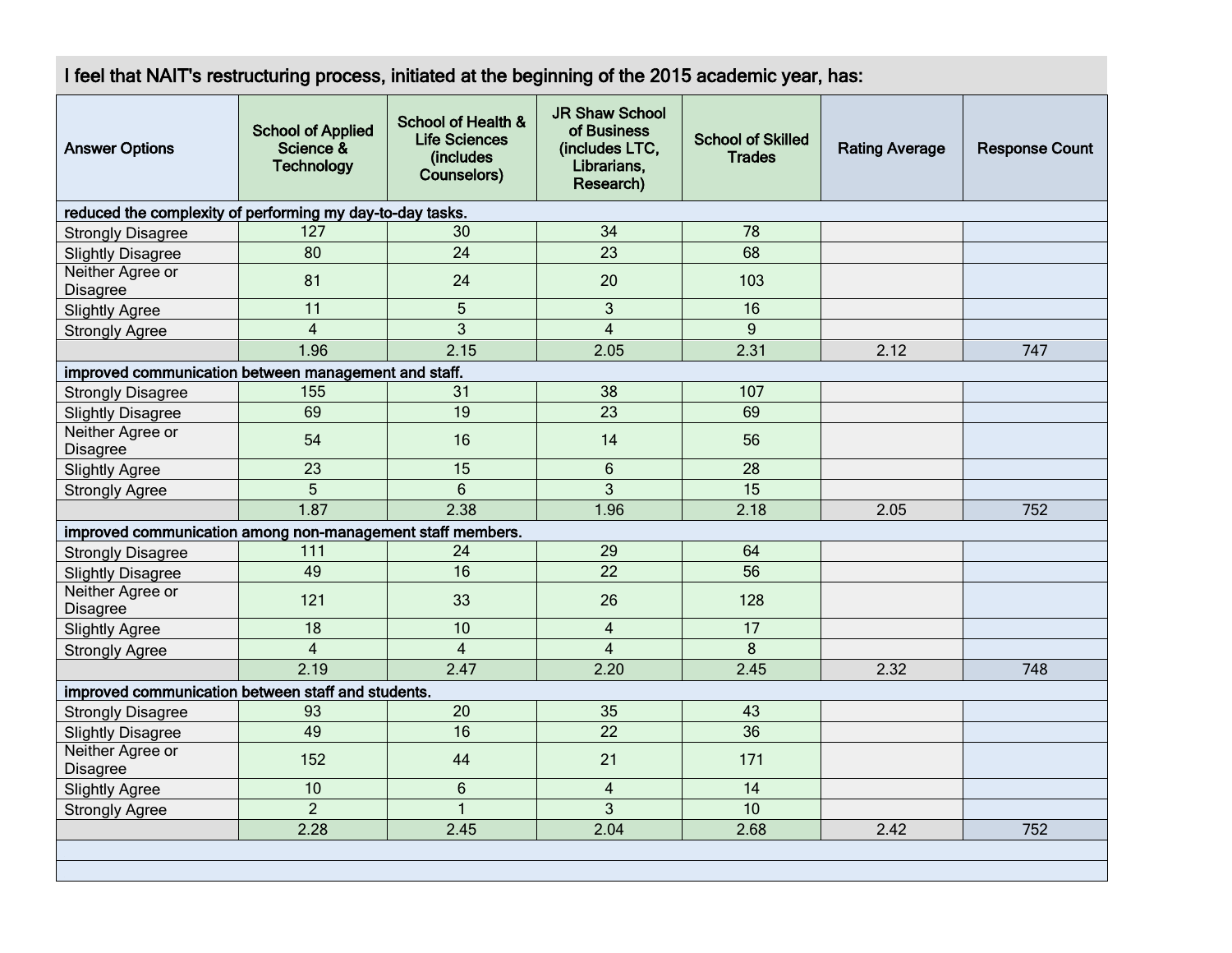| I feel that NAIT's restructuring process, initiated at the beginning of the 2015 academic year, has: | | | | | | |
|---|---|---|---|---|---|---|
| **Answer Options** | **School of Applied Science & Technology** | **School of Health & Life Sciences (includes Counselors)** | **JR Shaw School of Business (includes LTC, Librarians, Research)** | **School of Skilled Trades** | **Rating Average** | **Response Count** |
| **reduced the complexity of performing my day-to-day tasks.** | | | | | | |
| Strongly Disagree | 127 | 30 | 34 | 78 | | |
| Slightly Disagree | 80 | 24 | 23 | 68 | | |
| Neither Agree or Disagree | 81 | 24 | 20 | 103 | | |
| Slightly Agree | 11 | 5 | 3 | 16 | | |
| Strongly Agree | 4 | 3 | 4 | 9 | | |
| | 1.96 | 2.15 | 2.05 | 2.31 | 2.12 | 747 |
| **improved communication between management and staff.** | | | | | | |
| Strongly Disagree | 155 | 31 | 38 | 107 | | |
| Slightly Disagree | 69 | 19 | 23 | 69 | | |
| Neither Agree or Disagree | 54 | 16 | 14 | 56 | | |
| Slightly Agree | 23 | 15 | 6 | 28 | | |
| Strongly Agree | 5 | 6 | 3 | 15 | | |
| | 1.87 | 2.38 | 1.96 | 2.18 | 2.05 | 752 |
| **improved communication among non-management staff members.** | | | | | | |
| Strongly Disagree | 111 | 24 | 29 | 64 | | |
| Slightly Disagree | 49 | 16 | 22 | 56 | | |
| Neither Agree or Disagree | 121 | 33 | 26 | 128 | | |
| Slightly Agree | 18 | 10 | 4 | 17 | | |
| Strongly Agree | 4 | 4 | 4 | 8 | | |
| | 2.19 | 2.47 | 2.20 | 2.45 | 2.32 | 748 |
| **improved communication between staff and students.** | | | | | | |
| Strongly Disagree | 93 | 20 | 35 | 43 | | |
| Slightly Disagree | 49 | 16 | 22 | 36 | | |
| Neither Agree or Disagree | 152 | 44 | 21 | 171 | | |
| Slightly Agree | 10 | 6 | 4 | 14 | | |
| Strongly Agree | 2 | 1 | 3 | 10 | | |
| | 2.28 | 2.45 | 2.04 | 2.68 | 2.42 | 752 |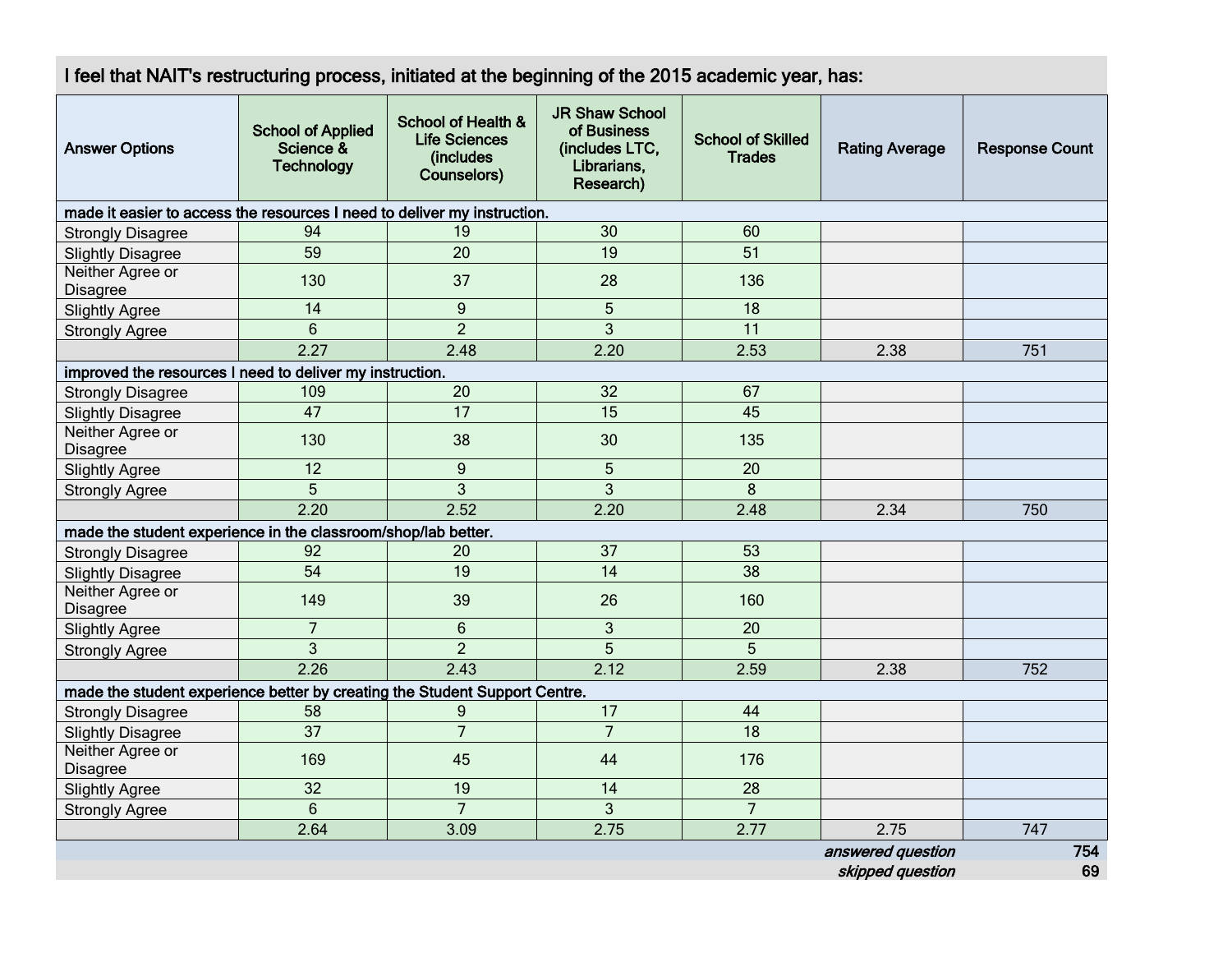I feel that NAIT's restructuring process, initiated at the beginning of the 2015 academic year, has:

| Answer Options | School of Applied Science & Technology | School of Health & Life Sciences (includes Counselors) | JR Shaw School of Business (includes LTC, Librarians, Research) | School of Skilled Trades | Rating Average | Response Count |
|---|---|---|---|---|---|---|
| **made it easier to access the resources I need to deliver my instruction.** | | | | | | |
| Strongly Disagree | 94 | 19 | 30 | 60 | | |
| Slightly Disagree | 59 | 20 | 19 | 51 | | |
| Neither Agree or Disagree | 130 | 37 | 28 | 136 | | |
| Slightly Agree | 14 | 9 | 5 | 18 | | |
| Strongly Agree | 6 | 2 | 3 | 11 | | |
| | 2.27 | 2.48 | 2.20 | 2.53 | 2.38 | 751 |
| **improved the resources I need to deliver my instruction.** | | | | | | |
| Strongly Disagree | 109 | 20 | 32 | 67 | | |
| Slightly Disagree | 47 | 17 | 15 | 45 | | |
| Neither Agree or Disagree | 130 | 38 | 30 | 135 | | |
| Slightly Agree | 12 | 9 | 5 | 20 | | |
| Strongly Agree | 5 | 3 | 3 | 8 | | |
| | 2.20 | 2.52 | 2.20 | 2.48 | 2.34 | 750 |
| **made the student experience in the classroom/shop/lab better.** | | | | | | |
| Strongly Disagree | 92 | 20 | 37 | 53 | | |
| Slightly Disagree | 54 | 19 | 14 | 38 | | |
| Neither Agree or Disagree | 149 | 39 | 26 | 160 | | |
| Slightly Agree | 7 | 6 | 3 | 20 | | |
| Strongly Agree | 3 | 2 | 5 | 5 | | |
| | 2.26 | 2.43 | 2.12 | 2.59 | 2.38 | 752 |
| **made the student experience better by creating the Student Support Centre.** | | | | | | |
| Strongly Disagree | 58 | 9 | 17 | 44 | | |
| Slightly Disagree | 37 | 7 | 7 | 18 | | |
| Neither Agree or Disagree | 169 | 45 | 44 | 176 | | |
| Slightly Agree | 32 | 19 | 14 | 28 | | |
| Strongly Agree | 6 | 7 | 3 | 7 | | |
| | 2.64 | 3.09 | 2.75 | 2.77 | 2.75 | 747 |
| | | | | | *answered question* | 754 |
| | | | | | *skipped question* | 69 |